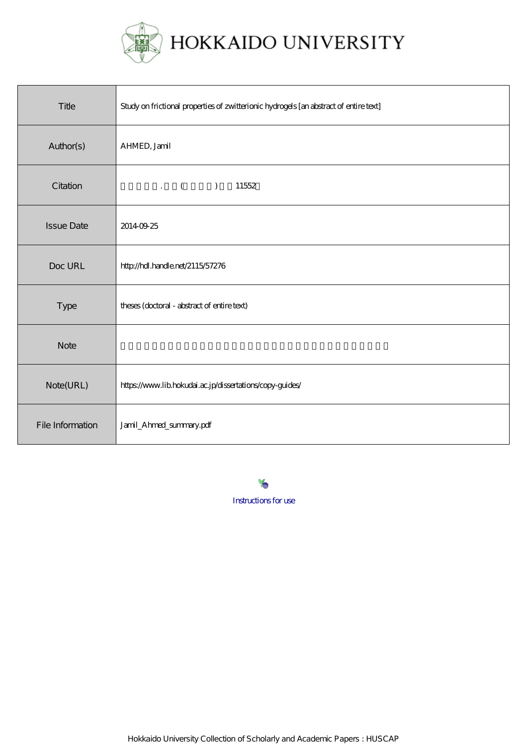# HOKKAIDO UNIVERSITY

| Title | Study on frictional properties of zwitterionic hydrogels [an abstract of entire text] |
| --- | --- |
| Author(s) | AHMED, Jamil |
| Citation | . ( ) 11552 |
| Issue Date | 2014-09-25 |
| Doc URL | http://hdl.handle.net/2115/57276 |
| Type | theses (doctoral - abstract of entire text) |
| Note | |
| Note(URL) | https://www.lib.hokudai.ac.jp/dissertations/copy-guides/ |
| File Information | Jamil_Ahmed_summary.pdf |

Instructions for use

Hokkaido University Collection of Scholarly and Academic Papers : HUSCAP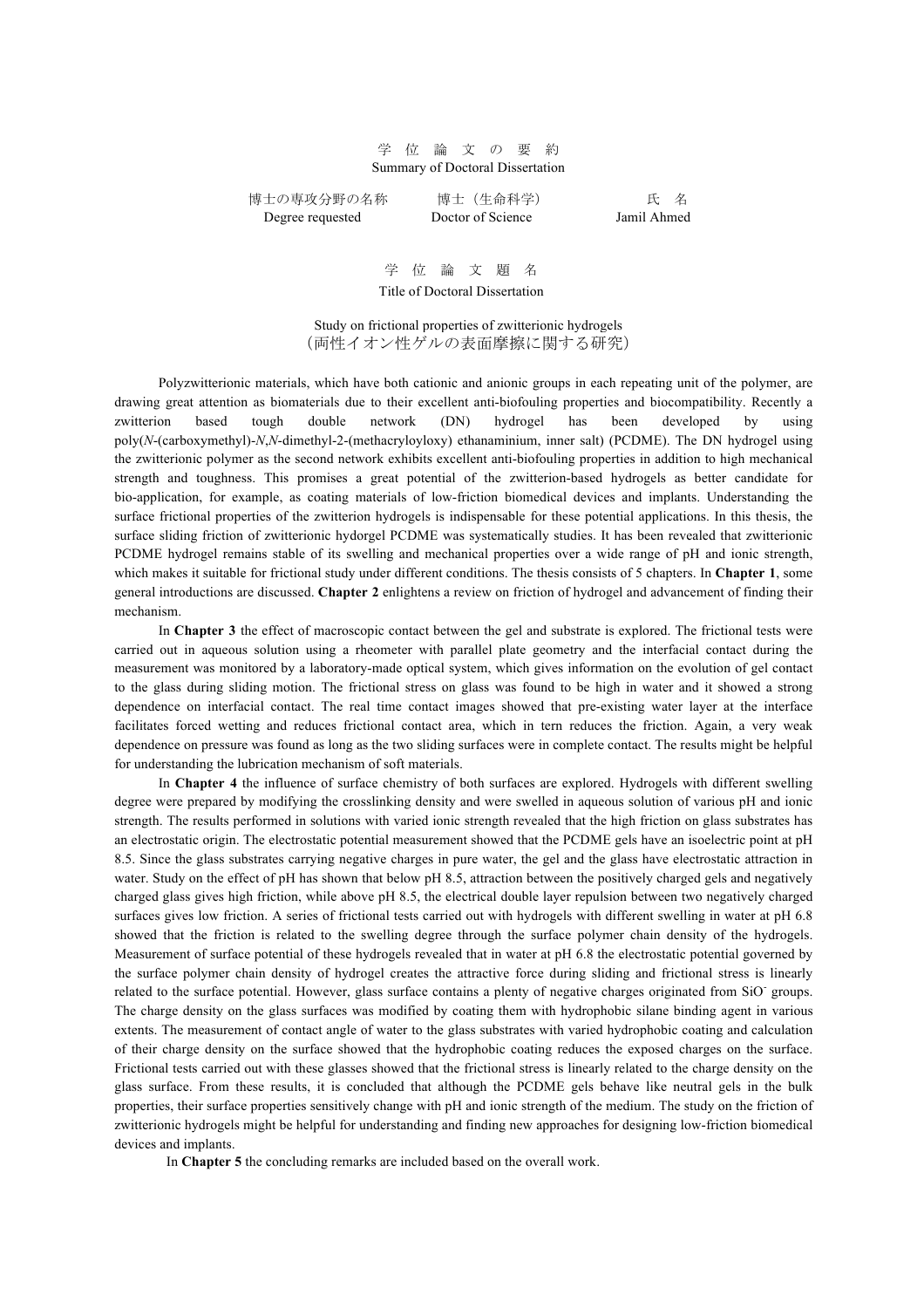学 位 論 文 の 要 約
Summary of Doctoral Dissertation

| 博士の専攻分野の名称 | 博士（生命科学） | 氏　名 |
| --- | --- | --- |
| Degree requested | Doctor of Science | Jamil Ahmed |

学 位 論 文 題 名
Title of Doctoral Dissertation

Study on frictional properties of zwitterionic hydrogels
（両性イオン性ゲルの表面摩擦に関する研究）

Polyzwitterionic materials, which have both cationic and anionic groups in each repeating unit of the polymer, are drawing great attention as biomaterials due to their excellent anti-biofouling properties and biocompatibility. Recently a zwitterion based tough double network (DN) hydrogel has been developed by using poly(*N*-(carboxymethyl)-*N*,*N*-dimethyl-2-(methacryloyloxy) ethanaminium, inner salt) (PCDME). The DN hydrogel using the zwitterionic polymer as the second network exhibits excellent anti-biofouling properties in addition to high mechanical strength and toughness. This promises a great potential of the zwitterion-based hydrogels as better candidate for bio-application, for example, as coating materials of low-friction biomedical devices and implants. Understanding the surface frictional properties of the zwitterion hydrogels is indispensable for these potential applications. In this thesis, the surface sliding friction of zwitterionic hydorgel PCDME was systematically studies. It has been revealed that zwitterionic PCDME hydrogel remains stable of its swelling and mechanical properties over a wide range of pH and ionic strength, which makes it suitable for frictional study under different conditions. The thesis consists of 5 chapters. In **Chapter 1**, some general introductions are discussed. **Chapter 2** enlightens a review on friction of hydrogel and advancement of finding their mechanism.

In **Chapter 3** the effect of macroscopic contact between the gel and substrate is explored. The frictional tests were carried out in aqueous solution using a rheometer with parallel plate geometry and the interfacial contact during the measurement was monitored by a laboratory-made optical system, which gives information on the evolution of gel contact to the glass during sliding motion. The frictional stress on glass was found to be high in water and it showed a strong dependence on interfacial contact. The real time contact images showed that pre-existing water layer at the interface facilitates forced wetting and reduces frictional contact area, which in tern reduces the friction. Again, a very weak dependence on pressure was found as long as the two sliding surfaces were in complete contact. The results might be helpful for understanding the lubrication mechanism of soft materials.

In **Chapter 4** the influence of surface chemistry of both surfaces are explored. Hydrogels with different swelling degree were prepared by modifying the crosslinking density and were swelled in aqueous solution of various pH and ionic strength. The results performed in solutions with varied ionic strength revealed that the high friction on glass substrates has an electrostatic origin. The electrostatic potential measurement showed that the PCDME gels have an isoelectric point at pH 8.5. Since the glass substrates carrying negative charges in pure water, the gel and the glass have electrostatic attraction in water. Study on the effect of pH has shown that below pH 8.5, attraction between the positively charged gels and negatively charged glass gives high friction, while above pH 8.5, the electrical double layer repulsion between two negatively charged surfaces gives low friction. A series of frictional tests carried out with hydrogels with different swelling in water at pH 6.8 showed that the friction is related to the swelling degree through the surface polymer chain density of the hydrogels. Measurement of surface potential of these hydrogels revealed that in water at pH 6.8 the electrostatic potential governed by the surface polymer chain density of hydrogel creates the attractive force during sliding and frictional stress is linearly related to the surface potential. However, glass surface contains a plenty of negative charges originated from $SiO^-$ groups. The charge density on the glass surfaces was modified by coating them with hydrophobic silane binding agent in various extents. The measurement of contact angle of water to the glass substrates with varied hydrophobic coating and calculation of their charge density on the surface showed that the hydrophobic coating reduces the exposed charges on the surface. Frictional tests carried out with these glasses showed that the frictional stress is linearly related to the charge density on the glass surface. From these results, it is concluded that although the PCDME gels behave like neutral gels in the bulk properties, their surface properties sensitively change with pH and ionic strength of the medium. The study on the friction of zwitterionic hydrogels might be helpful for understanding and finding new approaches for designing low-friction biomedical devices and implants.

In **Chapter 5** the concluding remarks are included based on the overall work.